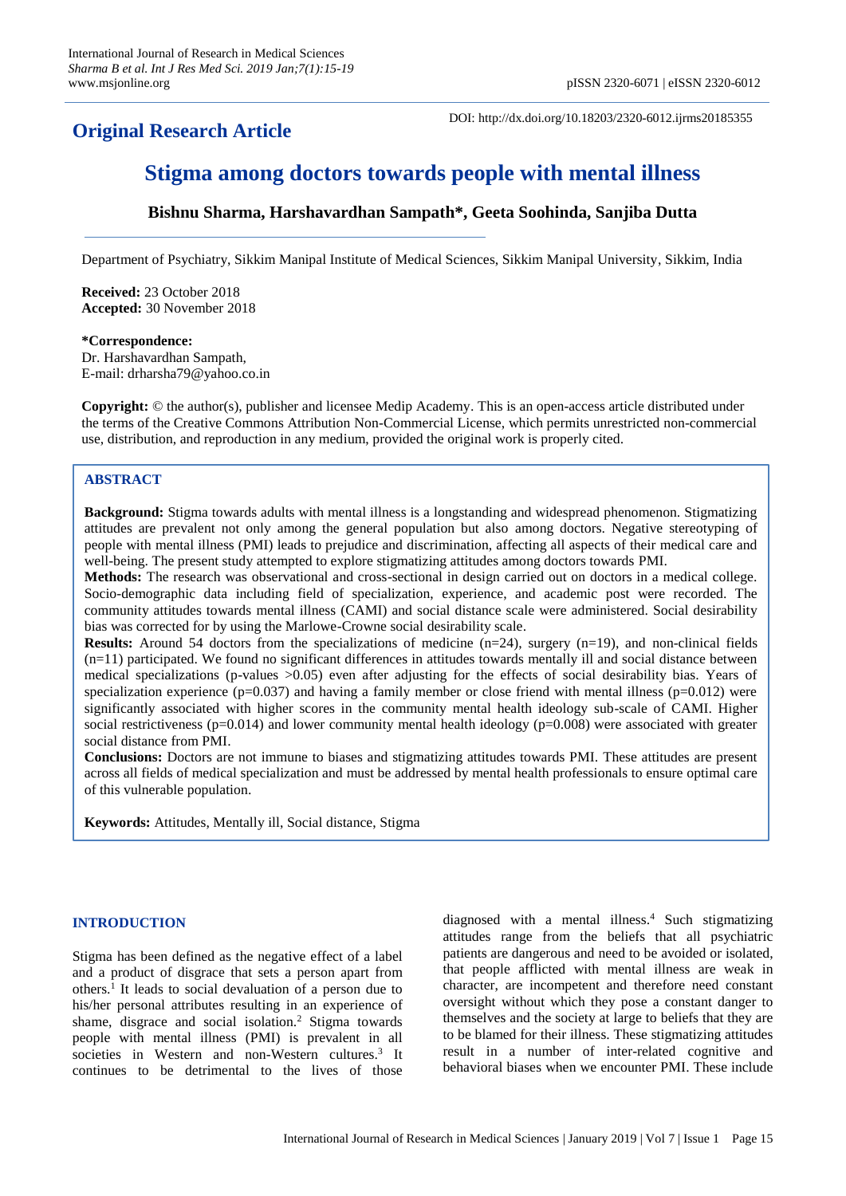**Original Research Article**

DOI: http://dx.doi.org/10.18203/2320-6012.ijrms20185355

# Stigma among doctors towards people with mental illness

**Bishnu Sharma, Harshavardhan Sampath*, Geeta Soohinda, Sanjiba Dutta**

Department of Psychiatry, Sikkim Manipal Institute of Medical Sciences, Sikkim Manipal University, Sikkim, India

**Received:** 23 October 2018
**Accepted:** 30 November 2018

**\*Correspondence:**
Dr. Harshavardhan Sampath,
E-mail: drharsha79@yahoo.co.in

**Copyright:** © the author(s), publisher and licensee Medip Academy. This is an open-access article distributed under the terms of the Creative Commons Attribution Non-Commercial License, which permits unrestricted non-commercial use, distribution, and reproduction in any medium, provided the original work is properly cited.

## ABSTRACT

**Background:** Stigma towards adults with mental illness is a longstanding and widespread phenomenon. Stigmatizing attitudes are prevalent not only among the general population but also among doctors. Negative stereotyping of people with mental illness (PMI) leads to prejudice and discrimination, affecting all aspects of their medical care and well-being. The present study attempted to explore stigmatizing attitudes among doctors towards PMI.

**Methods:** The research was observational and cross-sectional in design carried out on doctors in a medical college. Socio-demographic data including field of specialization, experience, and academic post were recorded. The community attitudes towards mental illness (CAMI) and social distance scale were administered. Social desirability bias was corrected for by using the Marlowe-Crowne social desirability scale.

**Results:** Around 54 doctors from the specializations of medicine (n=24), surgery (n=19), and non-clinical fields (n=11) participated. We found no significant differences in attitudes towards mentally ill and social distance between medical specializations (p-values >0.05) even after adjusting for the effects of social desirability bias. Years of specialization experience (p=0.037) and having a family member or close friend with mental illness (p=0.012) were significantly associated with higher scores in the community mental health ideology sub-scale of CAMI. Higher social restrictiveness (p=0.014) and lower community mental health ideology (p=0.008) were associated with greater social distance from PMI.

**Conclusions:** Doctors are not immune to biases and stigmatizing attitudes towards PMI. These attitudes are present across all fields of medical specialization and must be addressed by mental health professionals to ensure optimal care of this vulnerable population.

**Keywords:** Attitudes, Mentally ill, Social distance, Stigma

## INTRODUCTION

Stigma has been defined as the negative effect of a label and a product of disgrace that sets a person apart from others.[1] It leads to social devaluation of a person due to his/her personal attributes resulting in an experience of shame, disgrace and social isolation.[2] Stigma towards people with mental illness (PMI) is prevalent in all societies in Western and non-Western cultures.[3] It continues to be detrimental to the lives of those diagnosed with a mental illness.[4] Such stigmatizing attitudes range from the beliefs that all psychiatric patients are dangerous and need to be avoided or isolated, that people afflicted with mental illness are weak in character, are incompetent and therefore need constant oversight without which they pose a constant danger to themselves and the society at large to beliefs that they are to be blamed for their illness. These stigmatizing attitudes result in a number of inter-related cognitive and behavioral biases when we encounter PMI. These include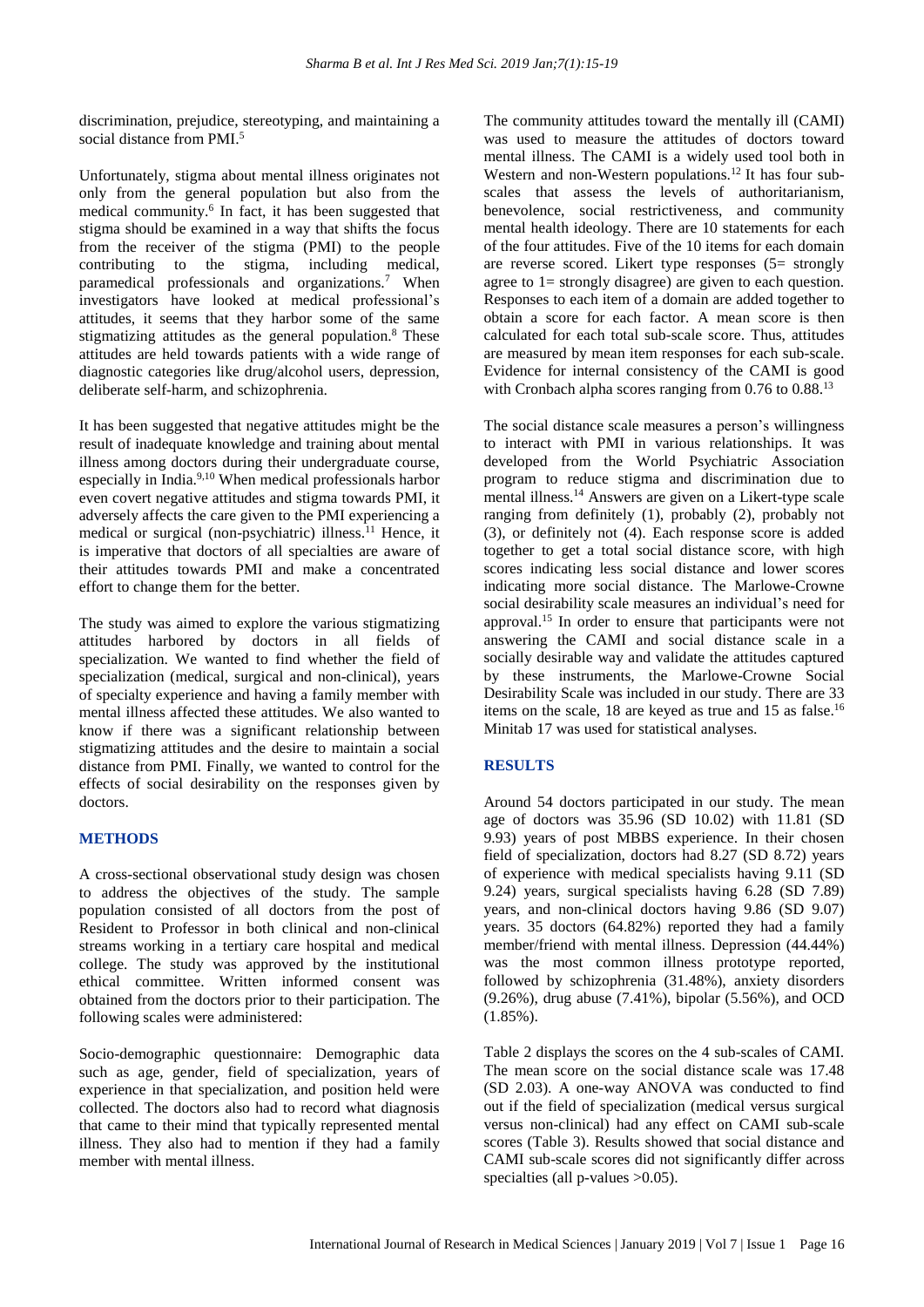discrimination, prejudice, stereotyping, and maintaining a social distance from PMI.[5]

Unfortunately, stigma about mental illness originates not only from the general population but also from the medical community.[6] In fact, it has been suggested that stigma should be examined in a way that shifts the focus from the receiver of the stigma (PMI) to the people contributing to the stigma, including medical, paramedical professionals and organizations.[7] When investigators have looked at medical professional's attitudes, it seems that they harbor some of the same stigmatizing attitudes as the general population.[8] These attitudes are held towards patients with a wide range of diagnostic categories like drug/alcohol users, depression, deliberate self-harm, and schizophrenia.

It has been suggested that negative attitudes might be the result of inadequate knowledge and training about mental illness among doctors during their undergraduate course, especially in India.[9,10] When medical professionals harbor even covert negative attitudes and stigma towards PMI, it adversely affects the care given to the PMI experiencing a medical or surgical (non-psychiatric) illness.[11] Hence, it is imperative that doctors of all specialties are aware of their attitudes towards PMI and make a concentrated effort to change them for the better.

The study was aimed to explore the various stigmatizing attitudes harbored by doctors in all fields of specialization. We wanted to find whether the field of specialization (medical, surgical and non-clinical), years of specialty experience and having a family member with mental illness affected these attitudes. We also wanted to know if there was a significant relationship between stigmatizing attitudes and the desire to maintain a social distance from PMI. Finally, we wanted to control for the effects of social desirability on the responses given by doctors.

## METHODS

A cross-sectional observational study design was chosen to address the objectives of the study. The sample population consisted of all doctors from the post of Resident to Professor in both clinical and non-clinical streams working in a tertiary care hospital and medical college. The study was approved by the institutional ethical committee. Written informed consent was obtained from the doctors prior to their participation. The following scales were administered:

Socio-demographic questionnaire: Demographic data such as age, gender, field of specialization, years of experience in that specialization, and position held were collected. The doctors also had to record what diagnosis that came to their mind that typically represented mental illness. They also had to mention if they had a family member with mental illness.

The community attitudes toward the mentally ill (CAMI) was used to measure the attitudes of doctors toward mental illness. The CAMI is a widely used tool both in Western and non-Western populations.[12] It has four sub-scales that assess the levels of authoritarianism, benevolence, social restrictiveness, and community mental health ideology. There are 10 statements for each of the four attitudes. Five of the 10 items for each domain are reverse scored. Likert type responses (5= strongly agree to 1= strongly disagree) are given to each question. Responses to each item of a domain are added together to obtain a score for each factor. A mean score is then calculated for each total sub-scale score. Thus, attitudes are measured by mean item responses for each sub-scale. Evidence for internal consistency of the CAMI is good with Cronbach alpha scores ranging from 0.76 to 0.88.[13]

The social distance scale measures a person's willingness to interact with PMI in various relationships. It was developed from the World Psychiatric Association program to reduce stigma and discrimination due to mental illness.[14] Answers are given on a Likert-type scale ranging from definitely (1), probably (2), probably not (3), or definitely not (4). Each response score is added together to get a total social distance score, with high scores indicating less social distance and lower scores indicating more social distance. The Marlowe-Crowne social desirability scale measures an individual's need for approval.[15] In order to ensure that participants were not answering the CAMI and social distance scale in a socially desirable way and validate the attitudes captured by these instruments, the Marlowe-Crowne Social Desirability Scale was included in our study. There are 33 items on the scale, 18 are keyed as true and 15 as false.[16] Minitab 17 was used for statistical analyses.

## RESULTS

Around 54 doctors participated in our study. The mean age of doctors was 35.96 (SD 10.02) with 11.81 (SD 9.93) years of post MBBS experience. In their chosen field of specialization, doctors had 8.27 (SD 8.72) years of experience with medical specialists having 9.11 (SD 9.24) years, surgical specialists having 6.28 (SD 7.89) years, and non-clinical doctors having 9.86 (SD 9.07) years. 35 doctors (64.82%) reported they had a family member/friend with mental illness. Depression (44.44%) was the most common illness prototype reported, followed by schizophrenia (31.48%), anxiety disorders (9.26%), drug abuse (7.41%), bipolar (5.56%), and OCD (1.85%).

Table 2 displays the scores on the 4 sub-scales of CAMI. The mean score on the social distance scale was 17.48 (SD 2.03). A one-way ANOVA was conducted to find out if the field of specialization (medical versus surgical versus non-clinical) had any effect on CAMI sub-scale scores (Table 3). Results showed that social distance and CAMI sub-scale scores did not significantly differ across specialties (all p-values $>0.05$).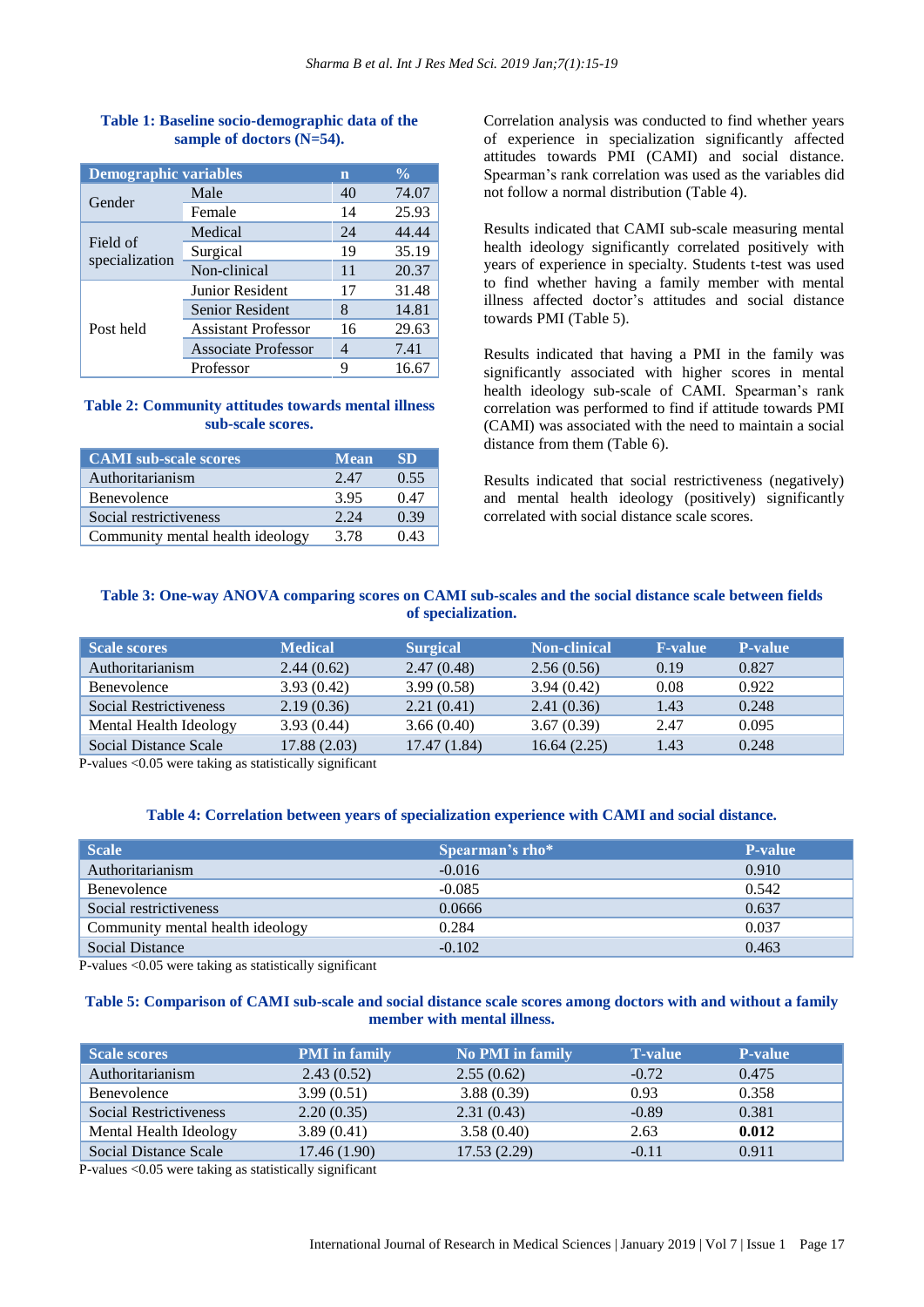**Table 1: Baseline socio-demographic data of the sample of doctors (N=54).**

| Demographic variables | | n | % |
|---|---|---|---|
| Gender | Male | 40 | 74.07 |
| | Female | 14 | 25.93 |
| Field of specialization | Medical | 24 | 44.44 |
| | Surgical | 19 | 35.19 |
| | Non-clinical | 11 | 20.37 |
| Post held | Junior Resident | 17 | 31.48 |
| | Senior Resident | 8 | 14.81 |
| | Assistant Professor | 16 | 29.63 |
| | Associate Professor | 4 | 7.41 |
| | Professor | 9 | 16.67 |

**Table 2: Community attitudes towards mental illness sub-scale scores.**

| CAMI sub-scale scores | Mean | SD |
|---|---|---|
| Authoritarianism | 2.47 | 0.55 |
| Benevolence | 3.95 | 0.47 |
| Social restrictiveness | 2.24 | 0.39 |
| Community mental health ideology | 3.78 | 0.43 |

Correlation analysis was conducted to find whether years of experience in specialization significantly affected attitudes towards PMI (CAMI) and social distance. Spearman's rank correlation was used as the variables did not follow a normal distribution (Table 4).

Results indicated that CAMI sub-scale measuring mental health ideology significantly correlated positively with years of experience in specialty. Students t-test was used to find whether having a family member with mental illness affected doctor's attitudes and social distance towards PMI (Table 5).

Results indicated that having a PMI in the family was significantly associated with higher scores in mental health ideology sub-scale of CAMI. Spearman's rank correlation was performed to find if attitude towards PMI (CAMI) was associated with the need to maintain a social distance from them (Table 6).

Results indicated that social restrictiveness (negatively) and mental health ideology (positively) significantly correlated with social distance scale scores.

**Table 3: One-way ANOVA comparing scores on CAMI sub-scales and the social distance scale between fields of specialization.**

| Scale scores | Medical | Surgical | Non-clinical | F-value | P-value |
|---|---|---|---|---|---|
| Authoritarianism | 2.44 (0.62) | 2.47 (0.48) | 2.56 (0.56) | 0.19 | 0.827 |
| Benevolence | 3.93 (0.42) | 3.99 (0.58) | 3.94 (0.42) | 0.08 | 0.922 |
| Social Restrictiveness | 2.19 (0.36) | 2.21 (0.41) | 2.41 (0.36) | 1.43 | 0.248 |
| Mental Health Ideology | 3.93 (0.44) | 3.66 (0.40) | 3.67 (0.39) | 2.47 | 0.095 |
| Social Distance Scale | 17.88 (2.03) | 17.47 (1.84) | 16.64 (2.25) | 1.43 | 0.248 |

P-values <0.05 were taking as statistically significant

**Table 4: Correlation between years of specialization experience with CAMI and social distance.**

| Scale | Spearman's rho* | P-value |
|---|---|---|
| Authoritarianism | -0.016 | 0.910 |
| Benevolence | -0.085 | 0.542 |
| Social restrictiveness | 0.0666 | 0.637 |
| Community mental health ideology | 0.284 | 0.037 |
| Social Distance | -0.102 | 0.463 |

P-values <0.05 were taking as statistically significant

**Table 5: Comparison of CAMI sub-scale and social distance scale scores among doctors with and without a family member with mental illness.**

| Scale scores | PMI in family | No PMI in family | T-value | P-value |
|---|---|---|---|---|
| Authoritarianism | 2.43 (0.52) | 2.55 (0.62) | -0.72 | 0.475 |
| Benevolence | 3.99 (0.51) | 3.88 (0.39) | 0.93 | 0.358 |
| Social Restrictiveness | 2.20 (0.35) | 2.31 (0.43) | -0.89 | 0.381 |
| Mental Health Ideology | 3.89 (0.41) | 3.58 (0.40) | 2.63 | **0.012** |
| Social Distance Scale | 17.46 (1.90) | 17.53 (2.29) | -0.11 | 0.911 |

P-values <0.05 were taking as statistically significant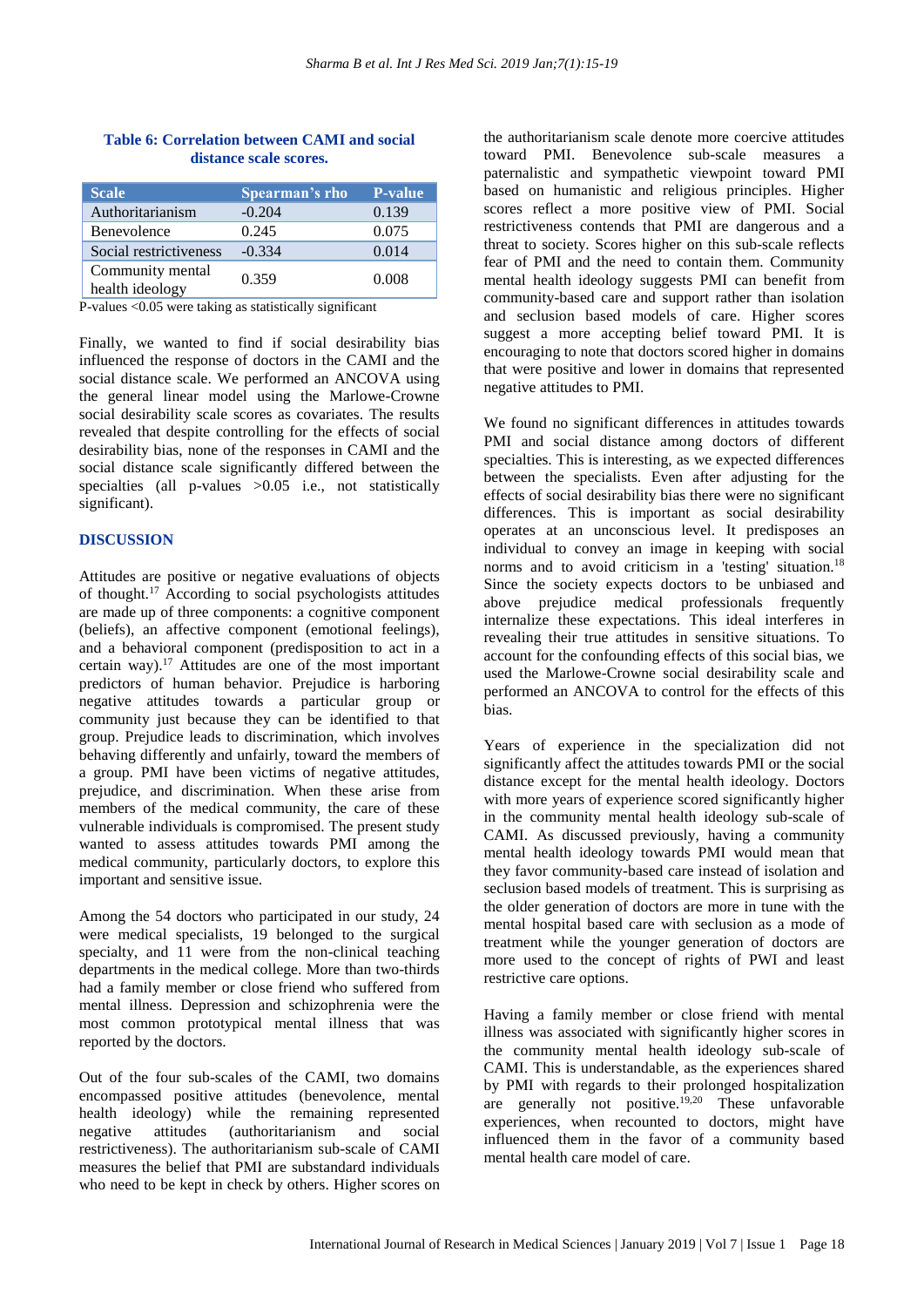**Table 6: Correlation between CAMI and social distance scale scores.**

| Scale | Spearman's rho | P-value |
|---|---|---|
| Authoritarianism | -0.204 | 0.139 |
| Benevolence | 0.245 | 0.075 |
| Social restrictiveness | -0.334 | 0.014 |
| Community mental health ideology | 0.359 | 0.008 |

P-values <0.05 were taking as statistically significant

Finally, we wanted to find if social desirability bias influenced the response of doctors in the CAMI and the social distance scale. We performed an ANCOVA using the general linear model using the Marlowe-Crowne social desirability scale scores as covariates. The results revealed that despite controlling for the effects of social desirability bias, none of the responses in CAMI and the social distance scale significantly differed between the specialties (all p-values >0.05 i.e., not statistically significant).

## DISCUSSION

Attitudes are positive or negative evaluations of objects of thought.[17] According to social psychologists attitudes are made up of three components: a cognitive component (beliefs), an affective component (emotional feelings), and a behavioral component (predisposition to act in a certain way).[17] Attitudes are one of the most important predictors of human behavior. Prejudice is harboring negative attitudes towards a particular group or community just because they can be identified to that group. Prejudice leads to discrimination, which involves behaving differently and unfairly, toward the members of a group. PMI have been victims of negative attitudes, prejudice, and discrimination. When these arise from members of the medical community, the care of these vulnerable individuals is compromised. The present study wanted to assess attitudes towards PMI among the medical community, particularly doctors, to explore this important and sensitive issue.

Among the 54 doctors who participated in our study, 24 were medical specialists, 19 belonged to the surgical specialty, and 11 were from the non-clinical teaching departments in the medical college. More than two-thirds had a family member or close friend who suffered from mental illness. Depression and schizophrenia were the most common prototypical mental illness that was reported by the doctors.

Out of the four sub-scales of the CAMI, two domains encompassed positive attitudes (benevolence, mental health ideology) while the remaining represented negative attitudes (authoritarianism and social restrictiveness). The authoritarianism sub-scale of CAMI measures the belief that PMI are substandard individuals who need to be kept in check by others. Higher scores on the authoritarianism scale denote more coercive attitudes toward PMI. Benevolence sub-scale measures a paternalistic and sympathetic viewpoint toward PMI based on humanistic and religious principles. Higher scores reflect a more positive view of PMI. Social restrictiveness contends that PMI are dangerous and a threat to society. Scores higher on this sub-scale reflects fear of PMI and the need to contain them. Community mental health ideology suggests PMI can benefit from community-based care and support rather than isolation and seclusion based models of care. Higher scores suggest a more accepting belief toward PMI. It is encouraging to note that doctors scored higher in domains that were positive and lower in domains that represented negative attitudes to PMI.

We found no significant differences in attitudes towards PMI and social distance among doctors of different specialties. This is interesting, as we expected differences between the specialists. Even after adjusting for the effects of social desirability bias there were no significant differences. This is important as social desirability operates at an unconscious level. It predisposes an individual to convey an image in keeping with social norms and to avoid criticism in a 'testing' situation.[18] Since the society expects doctors to be unbiased and above prejudice medical professionals frequently internalize these expectations. This ideal interferes in revealing their true attitudes in sensitive situations. To account for the confounding effects of this social bias, we used the Marlowe-Crowne social desirability scale and performed an ANCOVA to control for the effects of this bias.

Years of experience in the specialization did not significantly affect the attitudes towards PMI or the social distance except for the mental health ideology. Doctors with more years of experience scored significantly higher in the community mental health ideology sub-scale of CAMI. As discussed previously, having a community mental health ideology towards PMI would mean that they favor community-based care instead of isolation and seclusion based models of treatment. This is surprising as the older generation of doctors are more in tune with the mental hospital based care with seclusion as a mode of treatment while the younger generation of doctors are more used to the concept of rights of PWI and least restrictive care options.

Having a family member or close friend with mental illness was associated with significantly higher scores in the community mental health ideology sub-scale of CAMI. This is understandable, as the experiences shared by PMI with regards to their prolonged hospitalization are generally not positive.[19,20] These unfavorable experiences, when recounted to doctors, might have influenced them in the favor of a community based mental health care model of care.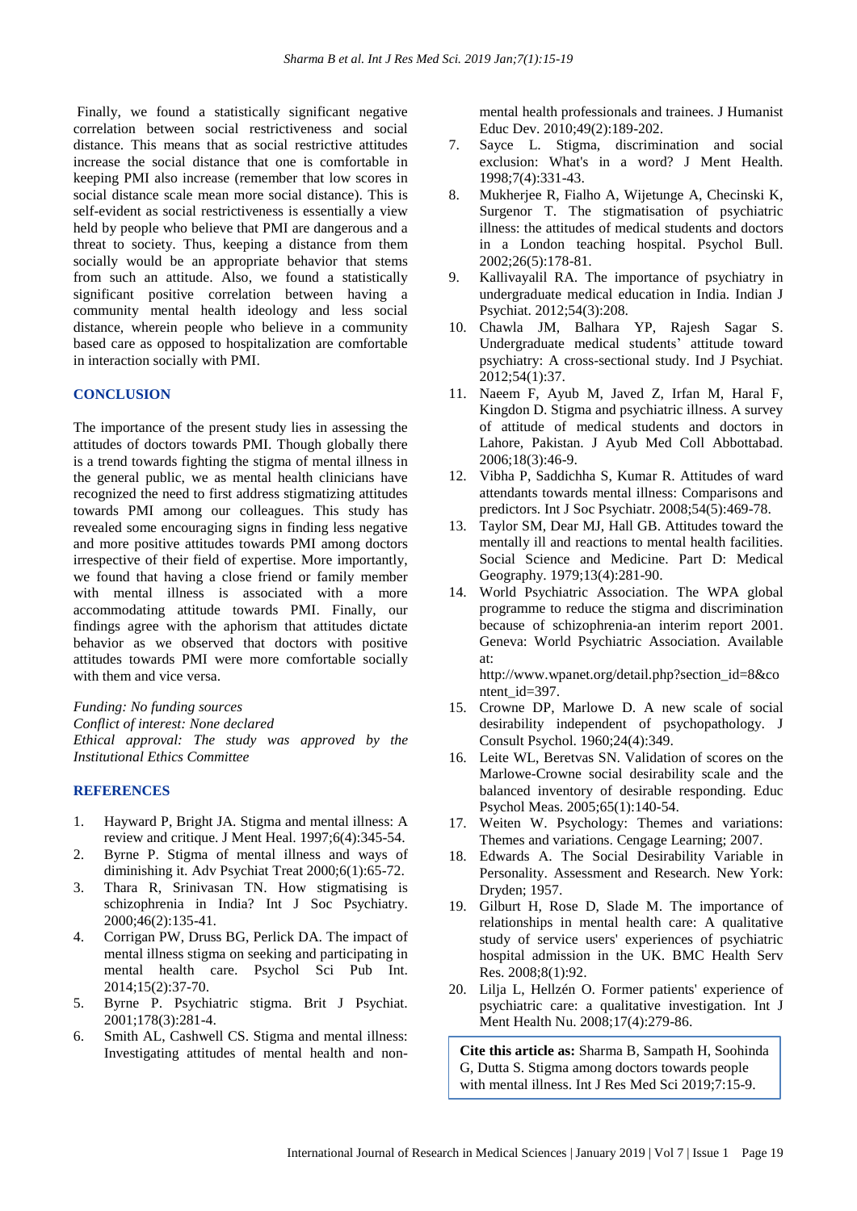Finally, we found a statistically significant negative correlation between social restrictiveness and social distance. This means that as social restrictive attitudes increase the social distance that one is comfortable in keeping PMI also increase (remember that low scores in social distance scale mean more social distance). This is self-evident as social restrictiveness is essentially a view held by people who believe that PMI are dangerous and a threat to society. Thus, keeping a distance from them socially would be an appropriate behavior that stems from such an attitude. Also, we found a statistically significant positive correlation between having a community mental health ideology and less social distance, wherein people who believe in a community based care as opposed to hospitalization are comfortable in interaction socially with PMI.

## CONCLUSION

The importance of the present study lies in assessing the attitudes of doctors towards PMI. Though globally there is a trend towards fighting the stigma of mental illness in the general public, we as mental health clinicians have recognized the need to first address stigmatizing attitudes towards PMI among our colleagues. This study has revealed some encouraging signs in finding less negative and more positive attitudes towards PMI among doctors irrespective of their field of expertise. More importantly, we found that having a close friend or family member with mental illness is associated with a more accommodating attitude towards PMI. Finally, our findings agree with the aphorism that attitudes dictate behavior as we observed that doctors with positive attitudes towards PMI were more comfortable socially with them and vice versa.

*Funding: No funding sources*
*Conflict of interest: None declared*
*Ethical approval: The study was approved by the Institutional Ethics Committee*

## REFERENCES

1. Hayward P, Bright JA. Stigma and mental illness: A review and critique. J Ment Heal. 1997;6(4):345-54.
2. Byrne P. Stigma of mental illness and ways of diminishing it. Adv Psychiat Treat 2000;6(1):65-72.
3. Thara R, Srinivasan TN. How stigmatising is schizophrenia in India? Int J Soc Psychiatry. 2000;46(2):135-41.
4. Corrigan PW, Druss BG, Perlick DA. The impact of mental illness stigma on seeking and participating in mental health care. Psychol Sci Pub Int. 2014;15(2):37-70.
5. Byrne P. Psychiatric stigma. Brit J Psychiat. 2001;178(3):281-4.
6. Smith AL, Cashwell CS. Stigma and mental illness: Investigating attitudes of mental health and non-mental health professionals and trainees. J Humanist Educ Dev. 2010;49(2):189-202.
7. Sayce L. Stigma, discrimination and social exclusion: What's in a word? J Ment Health. 1998;7(4):331-43.
8. Mukherjee R, Fialho A, Wijetunge A, Checinski K, Surgenor T. The stigmatisation of psychiatric illness: the attitudes of medical students and doctors in a London teaching hospital. Psychol Bull. 2002;26(5):178-81.
9. Kallivayalil RA. The importance of psychiatry in undergraduate medical education in India. Indian J Psychiat. 2012;54(3):208.
10. Chawla JM, Balhara YP, Rajesh Sagar S. Undergraduate medical students' attitude toward psychiatry: A cross-sectional study. Ind J Psychiat. 2012;54(1):37.
11. Naeem F, Ayub M, Javed Z, Irfan M, Haral F, Kingdon D. Stigma and psychiatric illness. A survey of attitude of medical students and doctors in Lahore, Pakistan. J Ayub Med Coll Abbottabad. 2006;18(3):46-9.
12. Vibha P, Saddichha S, Kumar R. Attitudes of ward attendants towards mental illness: Comparisons and predictors. Int J Soc Psychiatr. 2008;54(5):469-78.
13. Taylor SM, Dear MJ, Hall GB. Attitudes toward the mentally ill and reactions to mental health facilities. Social Science and Medicine. Part D: Medical Geography. 1979;13(4):281-90.
14. World Psychiatric Association. The WPA global programme to reduce the stigma and discrimination because of schizophrenia-an interim report 2001. Geneva: World Psychiatric Association. Available at: http://www.wpanet.org/detail.php?section_id=8&content_id=397.
15. Crowne DP, Marlowe D. A new scale of social desirability independent of psychopathology. J Consult Psychol. 1960;24(4):349.
16. Leite WL, Beretvas SN. Validation of scores on the Marlowe-Crowne social desirability scale and the balanced inventory of desirable responding. Educ Psychol Meas. 2005;65(1):140-54.
17. Weiten W. Psychology: Themes and variations: Themes and variations. Cengage Learning; 2007.
18. Edwards A. The Social Desirability Variable in Personality. Assessment and Research. New York: Dryden; 1957.
19. Gilburt H, Rose D, Slade M. The importance of relationships in mental health care: A qualitative study of service users' experiences of psychiatric hospital admission in the UK. BMC Health Serv Res. 2008;8(1):92.
20. Lilja L, Hellzén O. Former patients' experience of psychiatric care: a qualitative investigation. Int J Ment Health Nu. 2008;17(4):279-86.

**Cite this article as:** Sharma B, Sampath H, Soohinda G, Dutta S. Stigma among doctors towards people with mental illness. Int J Res Med Sci 2019;7:15-9.